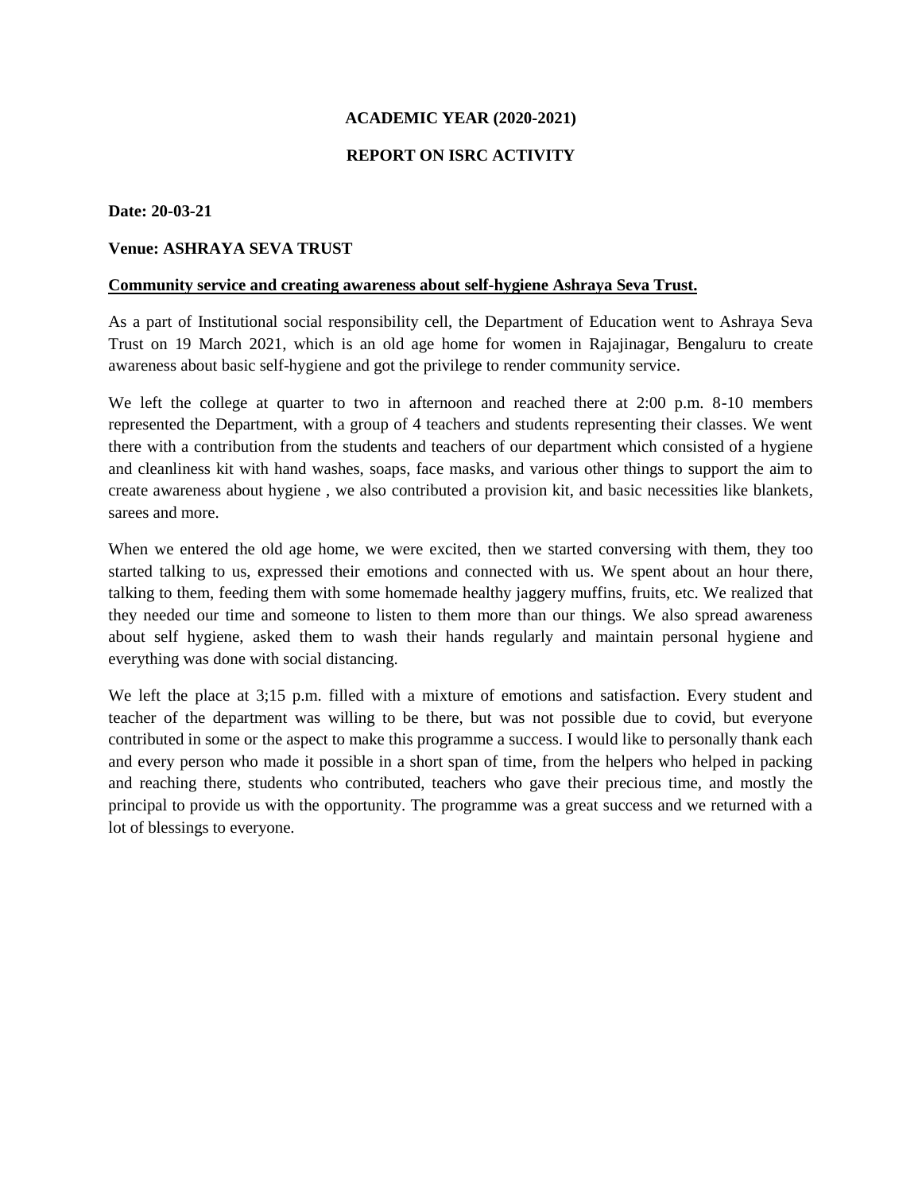**ACADEMIC YEAR (2020-2021)**

**REPORT ON ISRC ACTIVITY**

**Date: 20-03-21**

**Venue: ASHRAYA SEVA TRUST**

**Community service and creating awareness about self-hygiene Ashraya Seva Trust.**

As a part of Institutional social responsibility cell, the Department of Education went to Ashraya Seva Trust on 19 March 2021, which is an old age home for women in Rajajinagar, Bengaluru to create awareness about basic self-hygiene and got the privilege to render community service.

We left the college at quarter to two in afternoon and reached there at 2:00 p.m. 8-10 members represented the Department, with a group of 4 teachers and students representing their classes. We went there with a contribution from the students and teachers of our department which consisted of a hygiene and cleanliness kit with hand washes, soaps, face masks, and various other things to support the aim to create awareness about hygiene , we also contributed a provision kit, and basic necessities like blankets, sarees and more.

When we entered the old age home, we were excited, then we started conversing with them, they too started talking to us, expressed their emotions and connected with us. We spent about an hour there, talking to them, feeding them with some homemade healthy jaggery muffins, fruits, etc. We realized that they needed our time and someone to listen to them more than our things. We also spread awareness about self hygiene, asked them to wash their hands regularly and maintain personal hygiene and everything was done with social distancing.

We left the place at 3;15 p.m. filled with a mixture of emotions and satisfaction. Every student and teacher of the department was willing to be there, but was not possible due to covid, but everyone contributed in some or the aspect to make this programme a success. I would like to personally thank each and every person who made it possible in a short span of time, from the helpers who helped in packing and reaching there, students who contributed, teachers who gave their precious time, and mostly the principal to provide us with the opportunity. The programme was a great success and we returned with a lot of blessings to everyone.